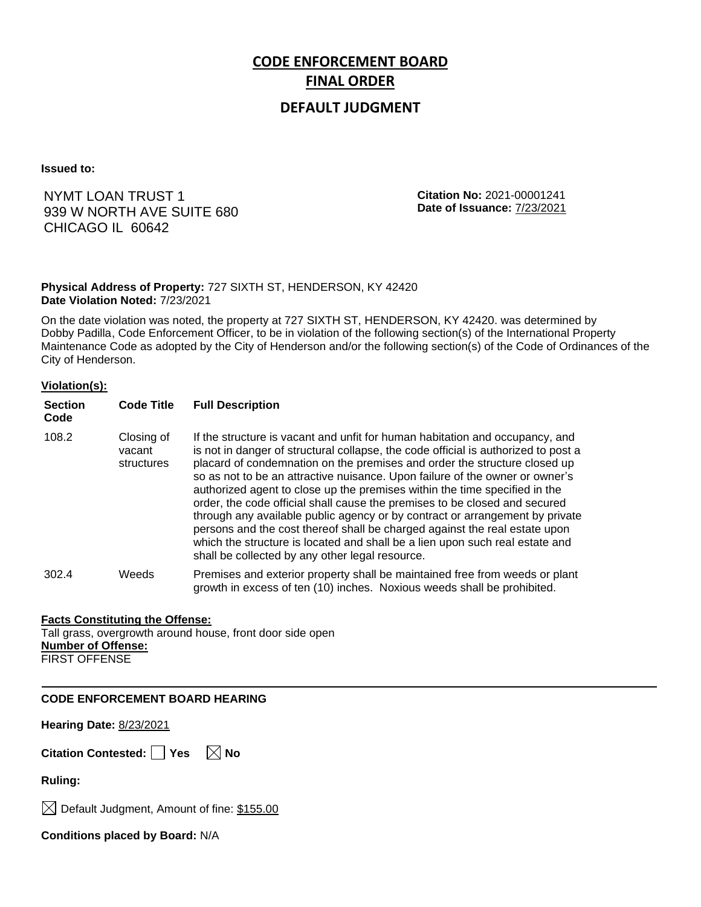# CODE ENFORCEMENT BOARD
# FINAL ORDER

## DEFAULT JUDGMENT

**Issued to:**

NYMT LOAN TRUST 1
939 W NORTH AVE SUITE 680
CHICAGO IL 60642

**Citation No:** 2021-00001241
**Date of Issuance:** 7/23/2021

**Physical Address of Property:** 727 SIXTH ST, HENDERSON, KY 42420
**Date Violation Noted:** 7/23/2021

On the date violation was noted, the property at 727 SIXTH ST, HENDERSON, KY 42420. was determined by Dobby Padilla, Code Enforcement Officer, to be in violation of the following section(s) of the International Property Maintenance Code as adopted by the City of Henderson and/or the following section(s) of the Code of Ordinances of the City of Henderson.

**Violation(s):**

| Section Code | Code Title | Full Description |
|---|---|---|
| 108.2 | Closing of vacant structures | If the structure is vacant and unfit for human habitation and occupancy, and is not in danger of structural collapse, the code official is authorized to post a placard of condemnation on the premises and order the structure closed up so as not to be an attractive nuisance. Upon failure of the owner or owner's authorized agent to close up the premises within the time specified in the order, the code official shall cause the premises to be closed and secured through any available public agency or by contract or arrangement by private persons and the cost thereof shall be charged against the real estate upon which the structure is located and shall be a lien upon such real estate and shall be collected by any other legal resource. |
| 302.4 | Weeds | Premises and exterior property shall be maintained free from weeds or plant growth in excess of ten (10) inches. Noxious weeds shall be prohibited. |

**Facts Constituting the Offense:**
Tall grass, overgrowth around house, front door side open

**Number of Offense:**
FIRST OFFENSE

---

**CODE ENFORCEMENT BOARD HEARING**

**Hearing Date:** 8/23/2021

**Citation Contested:** ☐ Yes ☒ No

**Ruling:**

☒ Default Judgment, Amount of fine: $155.00

**Conditions placed by Board:** N/A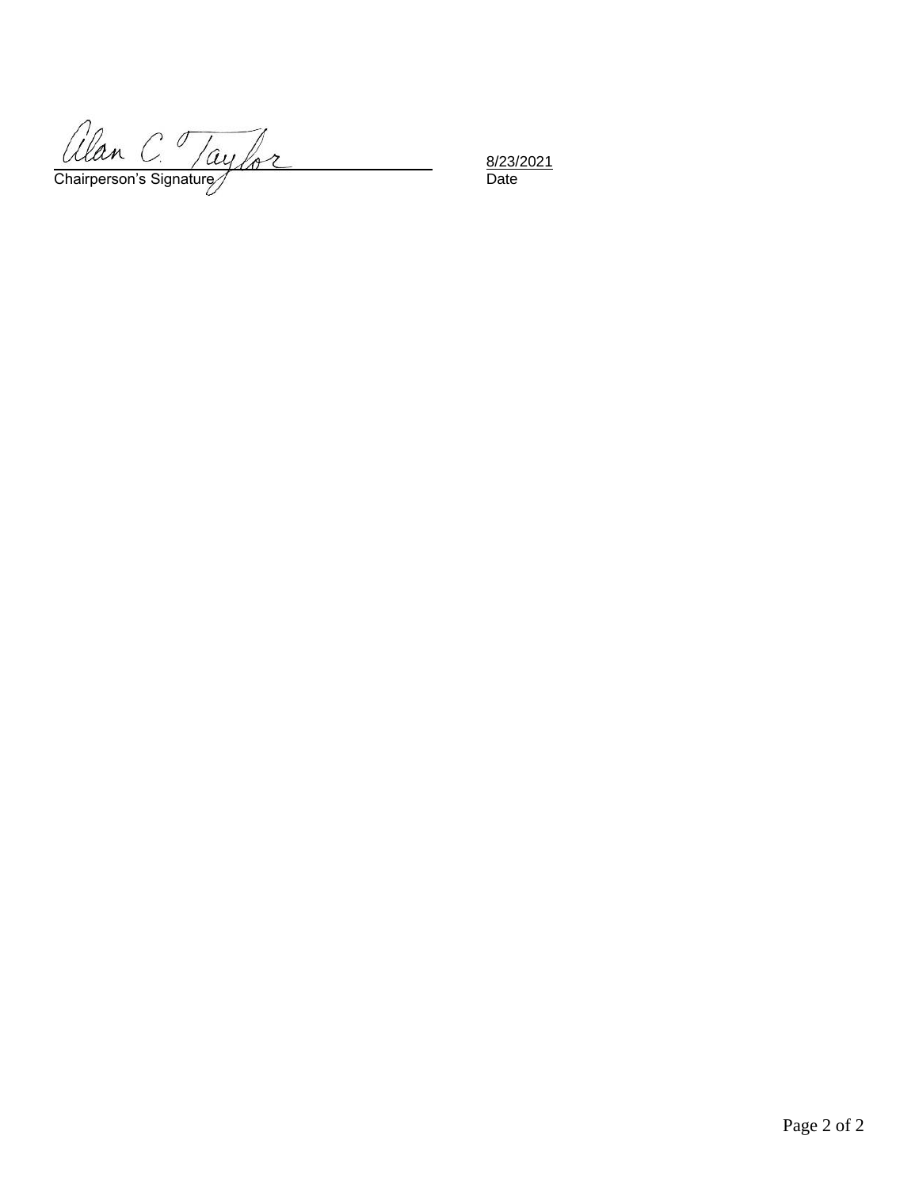Alan C. Taylor

Chairperson's Signature

8/23/2021

Date